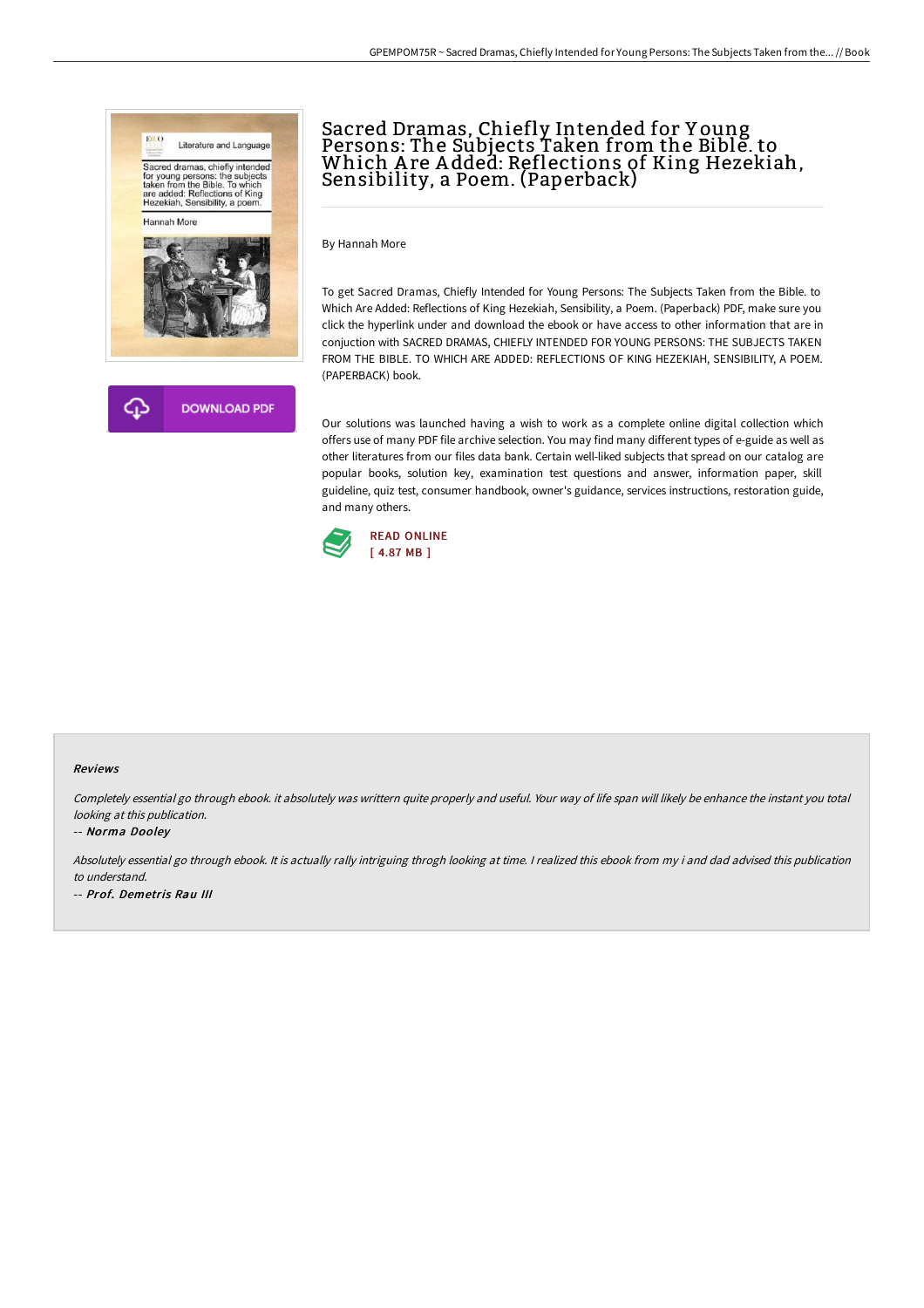# Sacred Dramas, Chiefly Intended for Young Persons: The Subjects Taken from the Bible. to Which Are Added: Reflections of King Hezekiah, Sensibility, a Poem. (Paperback)

By Hannah More

To get Sacred Dramas, Chiefly Intended for Young Persons: The Subjects Taken from the Bible. to Which Are Added: Reflections of King Hezekiah, Sensibility, a Poem. (Paperback) PDF, make sure you click the hyperlink under and download the ebook or have access to other information that are in conjuction with SACRED DRAMAS, CHIEFLY INTENDED FOR YOUNG PERSONS: THE SUBJECTS TAKEN FROM THE BIBLE. TO WHICH ARE ADDED: REFLECTIONS OF KING HEZEKIAH, SENSIBILITY, A POEM. (PAPERBACK) book.

Our solutions was launched having a wish to work as a complete online digital collection which offers use of many PDF file archive selection. You may find many different types of e-guide as well as other literatures from our files data bank. Certain well-liked subjects that spread on our catalog are popular books, solution key, examination test questions and answer, information paper, skill guideline, quiz test, consumer handbook, owner's guidance, services instructions, restoration guide, and many others.

READ ONLINE
[ 4.87 MB ]

DOWNLOAD PDF

### Reviews

*Completely essential go through ebook. it absolutely was writtern quite properly and useful. Your way of life span will likely be enhance the instant you total looking at this publication.*

-- ***Norma Dooley***

*Absolutely essential go through ebook. It is actually rally intriguing throgh looking at time. I realized this ebook from my i and dad advised this publication to understand.*

-- ***Prof. Demetris Rau III***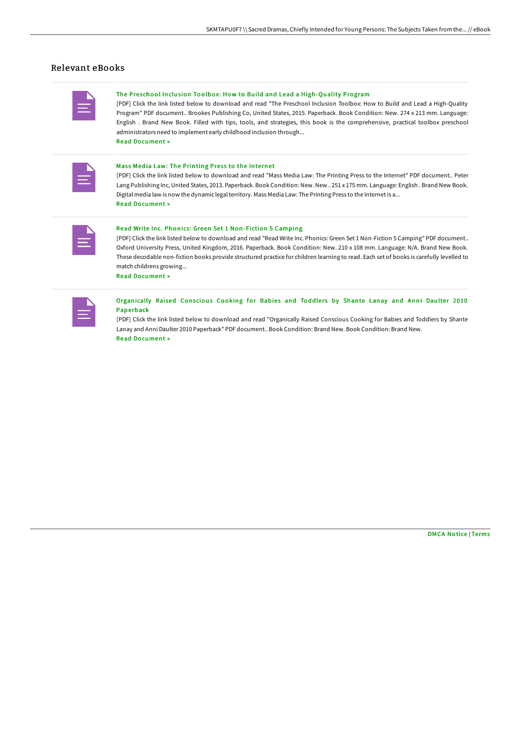## Relevant eBooks

### The Preschool Inclusion Toolbox: How to Build and Lead a High-Quality Program

[PDF] Click the link listed below to download and read "The Preschool Inclusion Toolbox: How to Build and Lead a High-Quality Program" PDF document.. Brookes Publishing Co, United States, 2015. Paperback. Book Condition: New. 274 x 213 mm. Language: English . Brand New Book. Filled with tips, tools, and strategies, this book is the comprehensive, practical toolbox preschool administrators need to implement early childhood inclusion through...

Read Document »

### Mass Media Law: The Printing Press to the Internet

[PDF] Click the link listed below to download and read "Mass Media Law: The Printing Press to the Internet" PDF document.. Peter Lang Publishing Inc, United States, 2013. Paperback. Book Condition: New. New.. 251 x 175 mm. Language: English . Brand New Book. Digital media law is now the dynamic legal territory. Mass Media Law: The Printing Press to the Internet is a...

Read Document »

### Read Write Inc. Phonics: Green Set 1 Non-Fiction 5 Camping

[PDF] Click the link listed below to download and read "Read Write Inc. Phonics: Green Set 1 Non-Fiction 5 Camping" PDF document.. Oxford University Press, United Kingdom, 2016. Paperback. Book Condition: New. 210 x 108 mm. Language: N/A. Brand New Book. These decodable non-fiction books provide structured practice for children learning to read. Each set of books is carefully levelled to match childrens growing...

Read Document »

### Organically Raised Conscious Cooking for Babies and Toddlers by Shante Lanay and Anni Daulter 2010 Paperback

[PDF] Click the link listed below to download and read "Organically Raised Conscious Cooking for Babies and Toddlers by Shante Lanay and Anni Daulter 2010 Paperback" PDF document.. Book Condition: Brand New. Book Condition: Brand New.

Read Document »

DMCA Notice | Terms